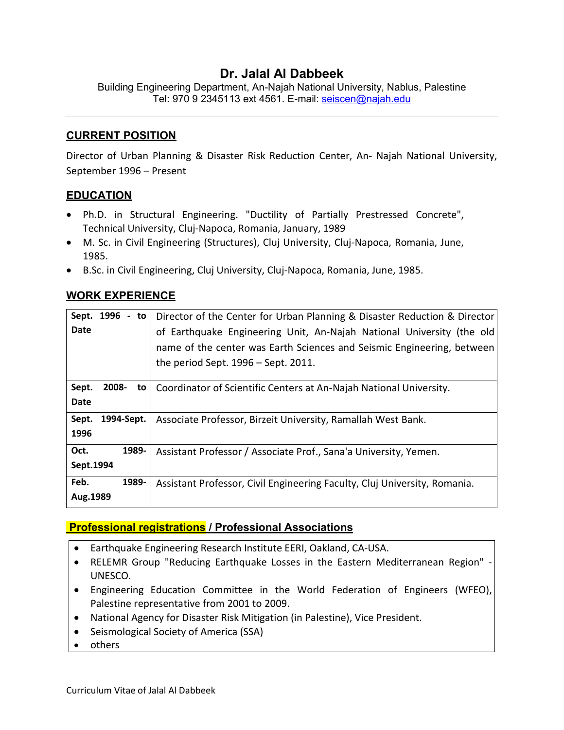# Dr. Jalal Al Dabbeek

Building Engineering Department, An-Najah National University, Nablus, Palestine
Tel: 970 9 2345113 ext 4561. E-mail: seiscen@najah.edu

---

## CURRENT POSITION

Director of Urban Planning & Disaster Risk Reduction Center, An- Najah National University, September 1996 – Present

## EDUCATION

- Ph.D. in Structural Engineering. "Ductility of Partially Prestressed Concrete", Technical University, Cluj-Napoca, Romania, January, 1989
- M. Sc. in Civil Engineering (Structures), Cluj University, Cluj-Napoca, Romania, June, 1985.
- B.Sc. in Civil Engineering, Cluj University, Cluj-Napoca, Romania, June, 1985.

## WORK EXPERIENCE

| | |
|---|---|
| **Sept. 1996 - to Date** | Director of the Center for Urban Planning & Disaster Reduction & Director of Earthquake Engineering Unit, An-Najah National University (the old name of the center was Earth Sciences and Seismic Engineering, between the period Sept. 1996 – Sept. 2011. |
| **Sept. 2008- to Date** | Coordinator of Scientific Centers at An-Najah National University. |
| **Sept. 1994-Sept. 1996** | Associate Professor, Birzeit University, Ramallah West Bank. |
| **Oct. 1989-Sept.1994** | Assistant Professor / Associate Prof., Sana'a University, Yemen. |
| **Feb. 1989-Aug.1989** | Assistant Professor, Civil Engineering Faculty, Cluj University, Romania. |

## Professional registrations / Professional Associations

- Earthquake Engineering Research Institute EERI, Oakland, CA-USA.
- RELEMR Group "Reducing Earthquake Losses in the Eastern Mediterranean Region" - UNESCO.
- Engineering Education Committee in the World Federation of Engineers (WFEO), Palestine representative from 2001 to 2009.
- National Agency for Disaster Risk Mitigation (in Palestine), Vice President.
- Seismological Society of America (SSA)
- others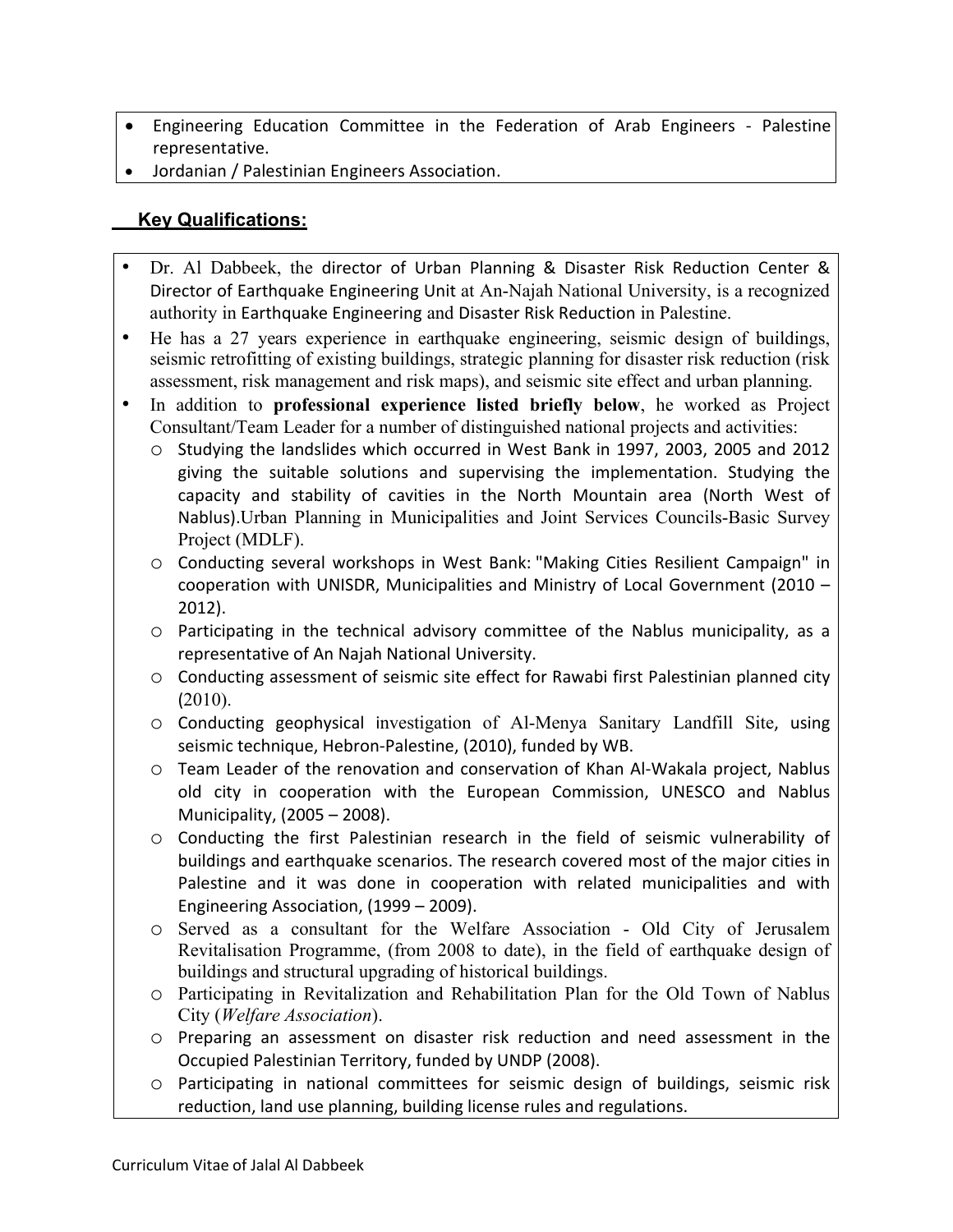- Engineering Education Committee in the Federation of Arab Engineers - Palestine representative.
- Jordanian / Palestinian Engineers Association.

## Key Qualifications:

- Dr. Al Dabbeek, the director of Urban Planning & Disaster Risk Reduction Center & Director of Earthquake Engineering Unit at An-Najah National University, is a recognized authority in Earthquake Engineering and Disaster Risk Reduction in Palestine.
- He has a 27 years experience in earthquake engineering, seismic design of buildings, seismic retrofitting of existing buildings, strategic planning for disaster risk reduction (risk assessment, risk management and risk maps), and seismic site effect and urban planning.
- In addition to **professional experience listed briefly below**, he worked as Project Consultant/Team Leader for a number of distinguished national projects and activities:
  - Studying the landslides which occurred in West Bank in 1997, 2003, 2005 and 2012 giving the suitable solutions and supervising the implementation. Studying the capacity and stability of cavities in the North Mountain area (North West of Nablus).Urban Planning in Municipalities and Joint Services Councils-Basic Survey Project (MDLF).
  - Conducting several workshops in West Bank: "Making Cities Resilient Campaign" in cooperation with UNISDR, Municipalities and Ministry of Local Government (2010 – 2012).
  - Participating in the technical advisory committee of the Nablus municipality, as a representative of An Najah National University.
  - Conducting assessment of seismic site effect for Rawabi first Palestinian planned city (2010).
  - Conducting geophysical investigation of Al-Menya Sanitary Landfill Site, using seismic technique, Hebron-Palestine, (2010), funded by WB.
  - Team Leader of the renovation and conservation of Khan Al-Wakala project, Nablus old city in cooperation with the European Commission, UNESCO and Nablus Municipality, (2005 – 2008).
  - Conducting the first Palestinian research in the field of seismic vulnerability of buildings and earthquake scenarios. The research covered most of the major cities in Palestine and it was done in cooperation with related municipalities and with Engineering Association, (1999 – 2009).
  - Served as a consultant for the Welfare Association - Old City of Jerusalem Revitalisation Programme, (from 2008 to date), in the field of earthquake design of buildings and structural upgrading of historical buildings.
  - Participating in Revitalization and Rehabilitation Plan for the Old Town of Nablus City (*Welfare Association*).
  - Preparing an assessment on disaster risk reduction and need assessment in the Occupied Palestinian Territory, funded by UNDP (2008).
  - Participating in national committees for seismic design of buildings, seismic risk reduction, land use planning, building license rules and regulations.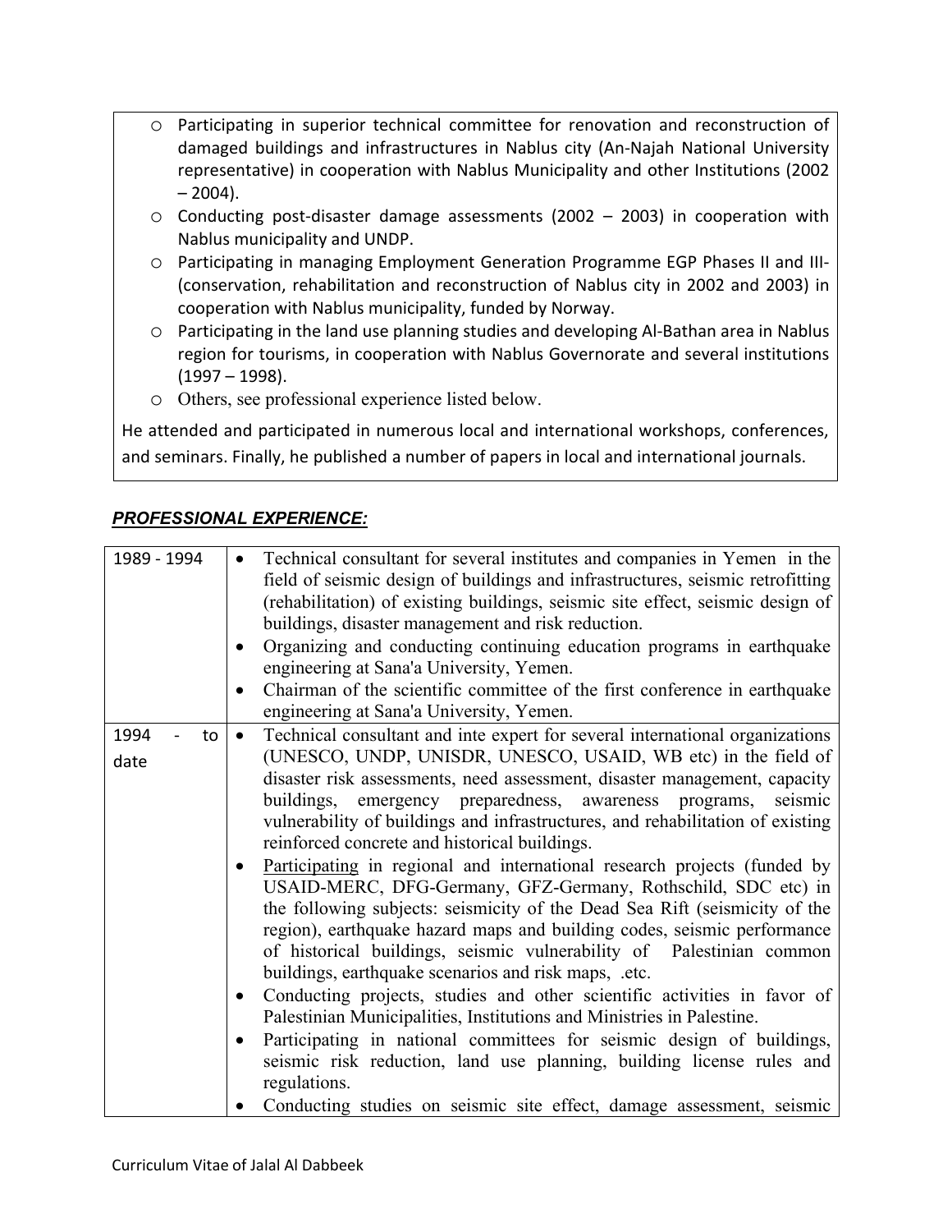- Participating in superior technical committee for renovation and reconstruction of damaged buildings and infrastructures in Nablus city (An-Najah National University representative) in cooperation with Nablus Municipality and other Institutions (2002 – 2004).
- Conducting post-disaster damage assessments (2002 – 2003) in cooperation with Nablus municipality and UNDP.
- Participating in managing Employment Generation Programme EGP Phases II and III- (conservation, rehabilitation and reconstruction of Nablus city in 2002 and 2003) in cooperation with Nablus municipality, funded by Norway.
- Participating in the land use planning studies and developing Al-Bathan area in Nablus region for tourisms, in cooperation with Nablus Governorate and several institutions (1997 – 1998).
- Others, see professional experience listed below.

He attended and participated in numerous local and international workshops, conferences, and seminars. Finally, he published a number of papers in local and international journals.

## *PROFESSIONAL EXPERIENCE:*

| | |
|---|---|
| 1989 - 1994 | • Technical consultant for several institutes and companies in Yemen in the field of seismic design of buildings and infrastructures, seismic retrofitting (rehabilitation) of existing buildings, seismic site effect, seismic design of buildings, disaster management and risk reduction.<br>• Organizing and conducting continuing education programs in earthquake engineering at Sana'a University, Yemen.<br>• Chairman of the scientific committee of the first conference in earthquake engineering at Sana'a University, Yemen. |
| 1994 - to date | • Technical consultant and inte expert for several international organizations (UNESCO, UNDP, UNISDR, UNESCO, USAID, WB etc) in the field of disaster risk assessments, need assessment, disaster management, capacity buildings, emergency preparedness, awareness programs, seismic vulnerability of buildings and infrastructures, and rehabilitation of existing reinforced concrete and historical buildings.<br>• Participating in regional and international research projects (funded by USAID-MERC, DFG-Germany, GFZ-Germany, Rothschild, SDC etc) in the following subjects: seismicity of the Dead Sea Rift (seismicity of the region), earthquake hazard maps and building codes, seismic performance of historical buildings, seismic vulnerability of Palestinian common buildings, earthquake scenarios and risk maps, .etc.<br>• Conducting projects, studies and other scientific activities in favor of Palestinian Municipalities, Institutions and Ministries in Palestine.<br>• Participating in national committees for seismic design of buildings, seismic risk reduction, land use planning, building license rules and regulations.<br>• Conducting studies on seismic site effect, damage assessment, seismic |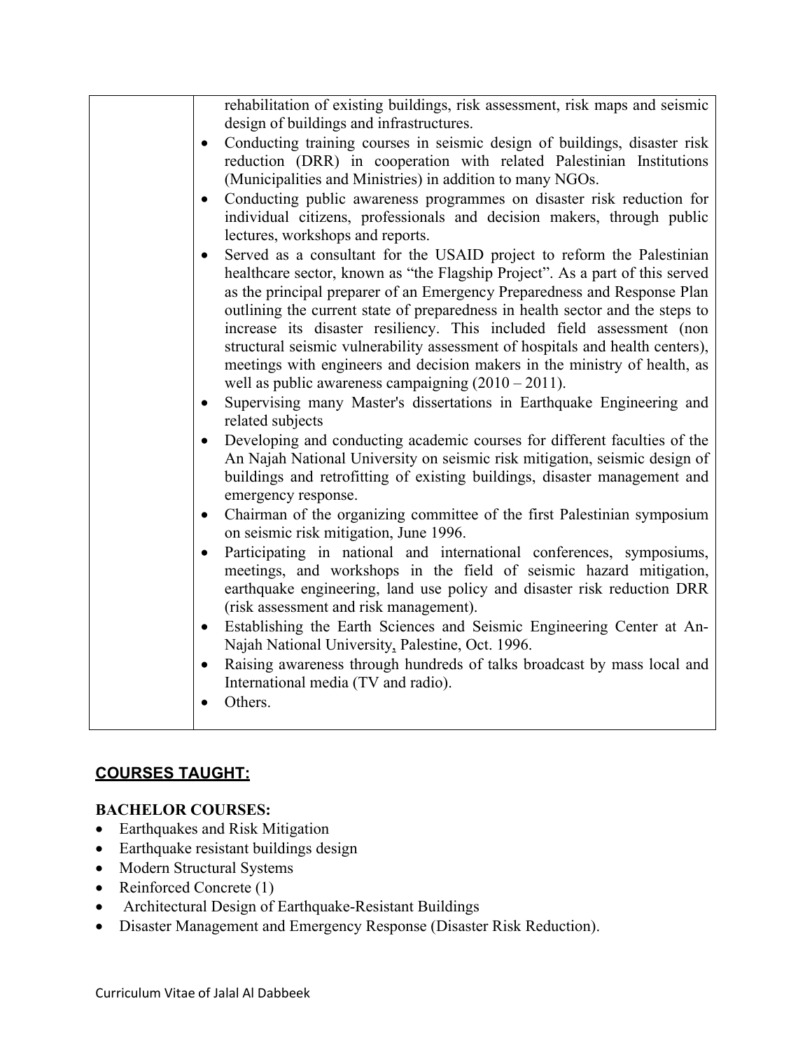| | |
|---|---|
| | rehabilitation of existing buildings, risk assessment, risk maps and seismic design of buildings and infrastructures.<br>• Conducting training courses in seismic design of buildings, disaster risk reduction (DRR) in cooperation with related Palestinian Institutions (Municipalities and Ministries) in addition to many NGOs.<br>• Conducting public awareness programmes on disaster risk reduction for individual citizens, professionals and decision makers, through public lectures, workshops and reports.<br>• Served as a consultant for the USAID project to reform the Palestinian healthcare sector, known as "the Flagship Project". As a part of this served as the principal preparer of an Emergency Preparedness and Response Plan outlining the current state of preparedness in health sector and the steps to increase its disaster resiliency. This included field assessment (non structural seismic vulnerability assessment of hospitals and health centers), meetings with engineers and decision makers in the ministry of health, as well as public awareness campaigning (2010 – 2011).<br>• Supervising many Master's dissertations in Earthquake Engineering and related subjects<br>• Developing and conducting academic courses for different faculties of the An Najah National University on seismic risk mitigation, seismic design of buildings and retrofitting of existing buildings, disaster management and emergency response.<br>• Chairman of the organizing committee of the first Palestinian symposium on seismic risk mitigation, June 1996.<br>• Participating in national and international conferences, symposiums, meetings, and workshops in the field of seismic hazard mitigation, earthquake engineering, land use policy and disaster risk reduction DRR (risk assessment and risk management).<br>• Establishing the Earth Sciences and Seismic Engineering Center at An-Najah National University, Palestine, Oct. 1996.<br>• Raising awareness through hundreds of talks broadcast by mass local and International media (TV and radio).<br>• Others. |

## COURSES TAUGHT:

### BACHELOR COURSES:

- Earthquakes and Risk Mitigation
- Earthquake resistant buildings design
- Modern Structural Systems
- Reinforced Concrete (1)
- Architectural Design of Earthquake-Resistant Buildings
- Disaster Management and Emergency Response (Disaster Risk Reduction).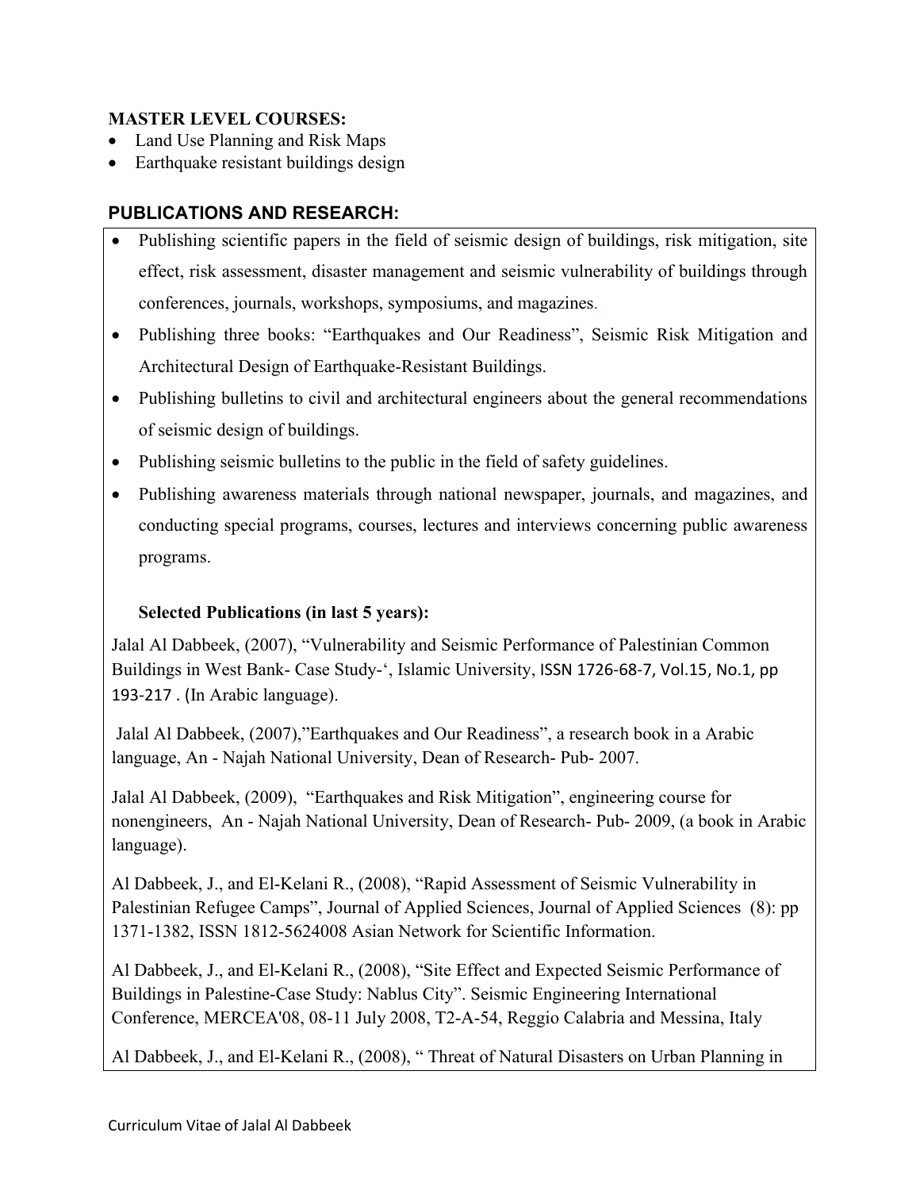**MASTER LEVEL COURSES:**

- Land Use Planning and Risk Maps
- Earthquake resistant buildings design

## PUBLICATIONS AND RESEARCH:

- Publishing scientific papers in the field of seismic design of buildings, risk mitigation, site effect, risk assessment, disaster management and seismic vulnerability of buildings through conferences, journals, workshops, symposiums, and magazines.
- Publishing three books: "Earthquakes and Our Readiness", Seismic Risk Mitigation and Architectural Design of Earthquake-Resistant Buildings.
- Publishing bulletins to civil and architectural engineers about the general recommendations of seismic design of buildings.
- Publishing seismic bulletins to the public in the field of safety guidelines.
- Publishing awareness materials through national newspaper, journals, and magazines, and conducting special programs, courses, lectures and interviews concerning public awareness programs.

**Selected Publications (in last 5 years):**

Jalal Al Dabbeek, (2007), "Vulnerability and Seismic Performance of Palestinian Common Buildings in West Bank- Case Study-', Islamic University, ISSN 1726-68-7, Vol.15, No.1, pp 193-217 . (In Arabic language).

Jalal Al Dabbeek, (2007),"Earthquakes and Our Readiness", a research book in a Arabic language, An - Najah National University, Dean of Research- Pub- 2007.

Jalal Al Dabbeek, (2009), "Earthquakes and Risk Mitigation", engineering course for nonengineers, An - Najah National University, Dean of Research- Pub- 2009, (a book in Arabic language).

Al Dabbeek, J., and El-Kelani R., (2008), "Rapid Assessment of Seismic Vulnerability in Palestinian Refugee Camps", Journal of Applied Sciences, Journal of Applied Sciences (8): pp 1371-1382, ISSN 1812-5624008 Asian Network for Scientific Information.

Al Dabbeek, J., and El-Kelani R., (2008), "Site Effect and Expected Seismic Performance of Buildings in Palestine-Case Study: Nablus City". Seismic Engineering International Conference, MERCEA'08, 08-11 July 2008, T2-A-54, Reggio Calabria and Messina, Italy

Al Dabbeek, J., and El-Kelani R., (2008), " Threat of Natural Disasters on Urban Planning in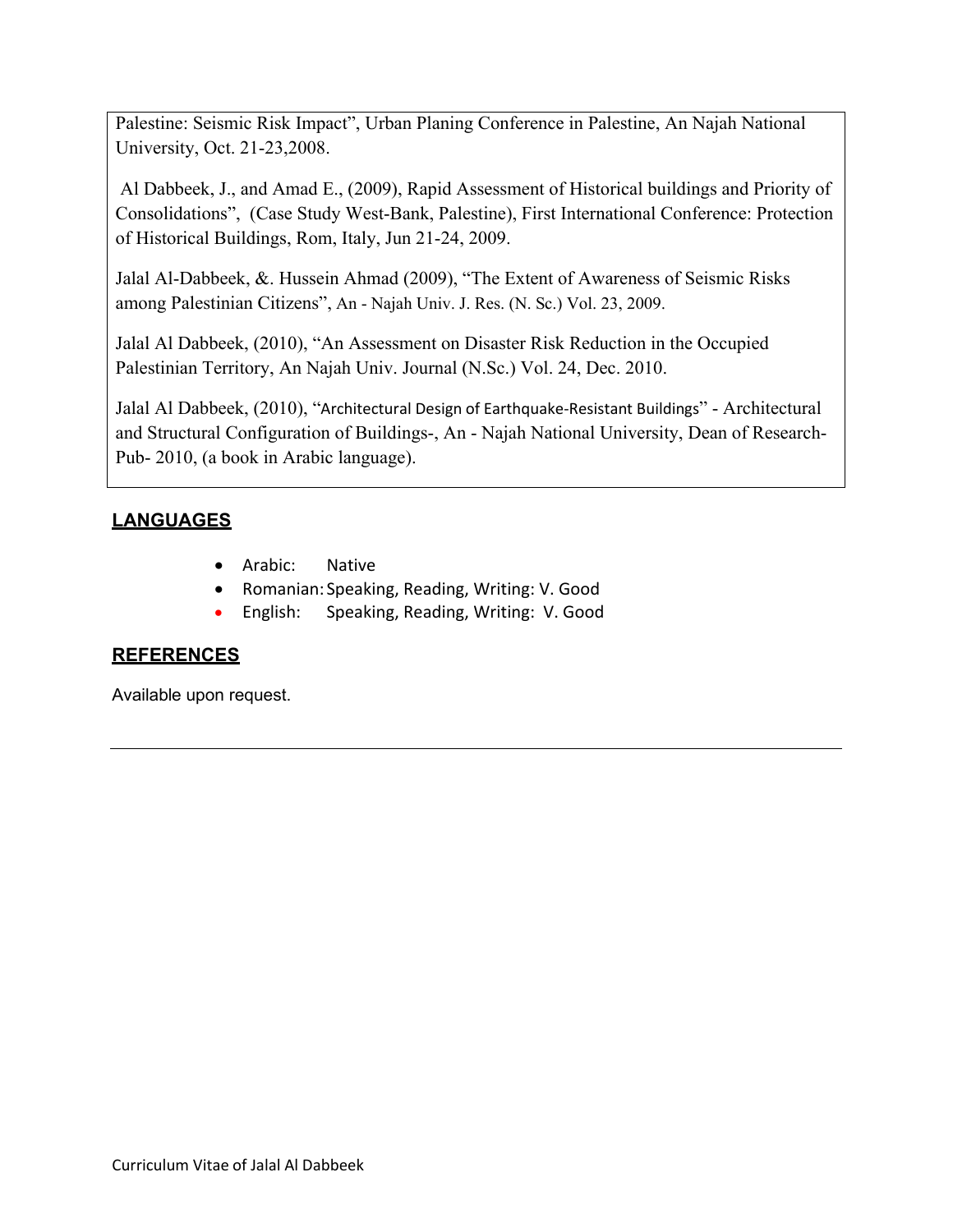Palestine: Seismic Risk Impact", Urban Planing Conference in Palestine, An Najah National University, Oct. 21-23,2008.

Al Dabbeek, J., and Amad E., (2009), Rapid Assessment of Historical buildings and Priority of Consolidations", (Case Study West-Bank, Palestine), First International Conference: Protection of Historical Buildings, Rom, Italy, Jun 21-24, 2009.

Jalal Al-Dabbeek, &. Hussein Ahmad (2009), "The Extent of Awareness of Seismic Risks among Palestinian Citizens", An - Najah Univ. J. Res. (N. Sc.) Vol. 23, 2009.

Jalal Al Dabbeek, (2010), "An Assessment on Disaster Risk Reduction in the Occupied Palestinian Territory, An Najah Univ. Journal (N.Sc.) Vol. 24, Dec. 2010.

Jalal Al Dabbeek, (2010), "Architectural Design of Earthquake-Resistant Buildings" - Architectural and Structural Configuration of Buildings-, An - Najah National University, Dean of Research-Pub- 2010, (a book in Arabic language).

## LANGUAGES

- Arabic: Native
- Romanian: Speaking, Reading, Writing: V. Good
- English: Speaking, Reading, Writing: V. Good

## REFERENCES

Available upon request.